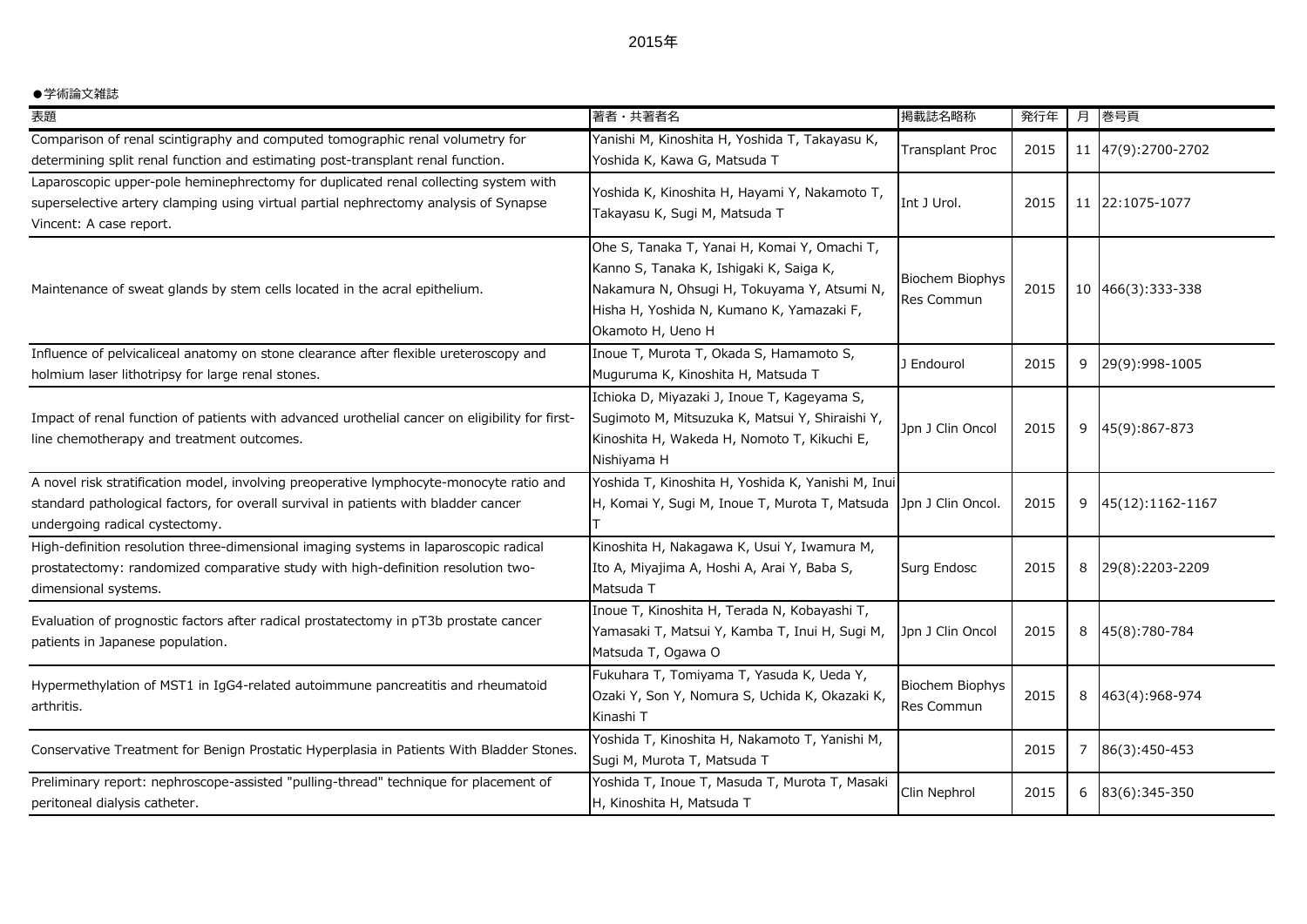# 2015年

●学術論文雑誌

| 表題 | 著者・共著者名 | 掲載誌名略称 | 発行年 | 月 | 巻号頁 |
|---|---|---|---|---|---|
| Comparison of renal scintigraphy and computed tomographic renal volumetry for determining split renal function and estimating post-transplant renal function. | Yanishi M, Kinoshita H, Yoshida T, Takayasu K, Yoshida K, Kawa G, Matsuda T | Transplant Proc | 2015 | 11 | 47(9):2700-2702 |
| Laparoscopic upper-pole heminephrectomy for duplicated renal collecting system with superselective artery clamping using virtual partial nephrectomy analysis of Synapse Vincent: A case report. | Yoshida K, Kinoshita H, Hayami Y, Nakamoto T, Takayasu K, Sugi M, Matsuda T | Int J Urol. | 2015 | 11 | 22:1075-1077 |
| Maintenance of sweat glands by stem cells located in the acral epithelium. | Ohe S, Tanaka T, Yanai H, Komai Y, Omachi T, Kanno S, Tanaka K, Ishigaki K, Saiga K, Nakamura N, Ohsugi H, Tokuyama Y, Atsumi N, Hisha H, Yoshida N, Kumano K, Yamazaki F, Okamoto H, Ueno H | Biochem Biophys Res Commun | 2015 | 10 | 466(3):333-338 |
| Influence of pelvicaliceal anatomy on stone clearance after flexible ureteroscopy and holmium laser lithotripsy for large renal stones. | Inoue T, Murota T, Okada S, Hamamoto S, Muguruma K, Kinoshita H, Matsuda T | J Endourol | 2015 | 9 | 29(9):998-1005 |
| Impact of renal function of patients with advanced urothelial cancer on eligibility for first-line chemotherapy and treatment outcomes. | Ichioka D, Miyazaki J, Inoue T, Kageyama S, Sugimoto M, Mitsuzuka K, Matsui Y, Shiraishi Y, Kinoshita H, Wakeda H, Nomoto T, Kikuchi E, Nishiyama H | Jpn J Clin Oncol | 2015 | 9 | 45(9):867-873 |
| A novel risk stratification model, involving preoperative lymphocyte-monocyte ratio and standard pathological factors, for overall survival in patients with bladder cancer undergoing radical cystectomy. | Yoshida T, Kinoshita H, Yoshida K, Yanishi M, Inui H, Komai Y, Sugi M, Inoue T, Murota T, Matsuda T | Jpn J Clin Oncol. | 2015 | 9 | 45(12):1162-1167 |
| High-definition resolution three-dimensional imaging systems in laparoscopic radical prostatectomy: randomized comparative study with high-definition resolution two-dimensional systems. | Kinoshita H, Nakagawa K, Usui Y, Iwamura M, Ito A, Miyajima A, Hoshi A, Arai Y, Baba S, Matsuda T | Surg Endosc | 2015 | 8 | 29(8):2203-2209 |
| Evaluation of prognostic factors after radical prostatectomy in pT3b prostate cancer patients in Japanese population. | Inoue T, Kinoshita H, Terada N, Kobayashi T, Yamasaki T, Matsui Y, Kamba T, Inui H, Sugi M, Matsuda T, Ogawa O | Jpn J Clin Oncol | 2015 | 8 | 45(8):780-784 |
| Hypermethylation of MST1 in IgG4-related autoimmune pancreatitis and rheumatoid arthritis. | Fukuhara T, Tomiyama T, Yasuda K, Ueda Y, Ozaki Y, Son Y, Nomura S, Uchida K, Okazaki K, Kinashi T | Biochem Biophys Res Commun | 2015 | 8 | 463(4):968-974 |
| Conservative Treatment for Benign Prostatic Hyperplasia in Patients With Bladder Stones. | Yoshida T, Kinoshita H, Nakamoto T, Yanishi M, Sugi M, Murota T, Matsuda T | | 2015 | 7 | 86(3):450-453 |
| Preliminary report: nephroscope-assisted "pulling-thread" technique for placement of peritoneal dialysis catheter. | Yoshida T, Inoue T, Masuda T, Murota T, Masaki H, Kinoshita H, Matsuda T | Clin Nephrol | 2015 | 6 | 83(6):345-350 |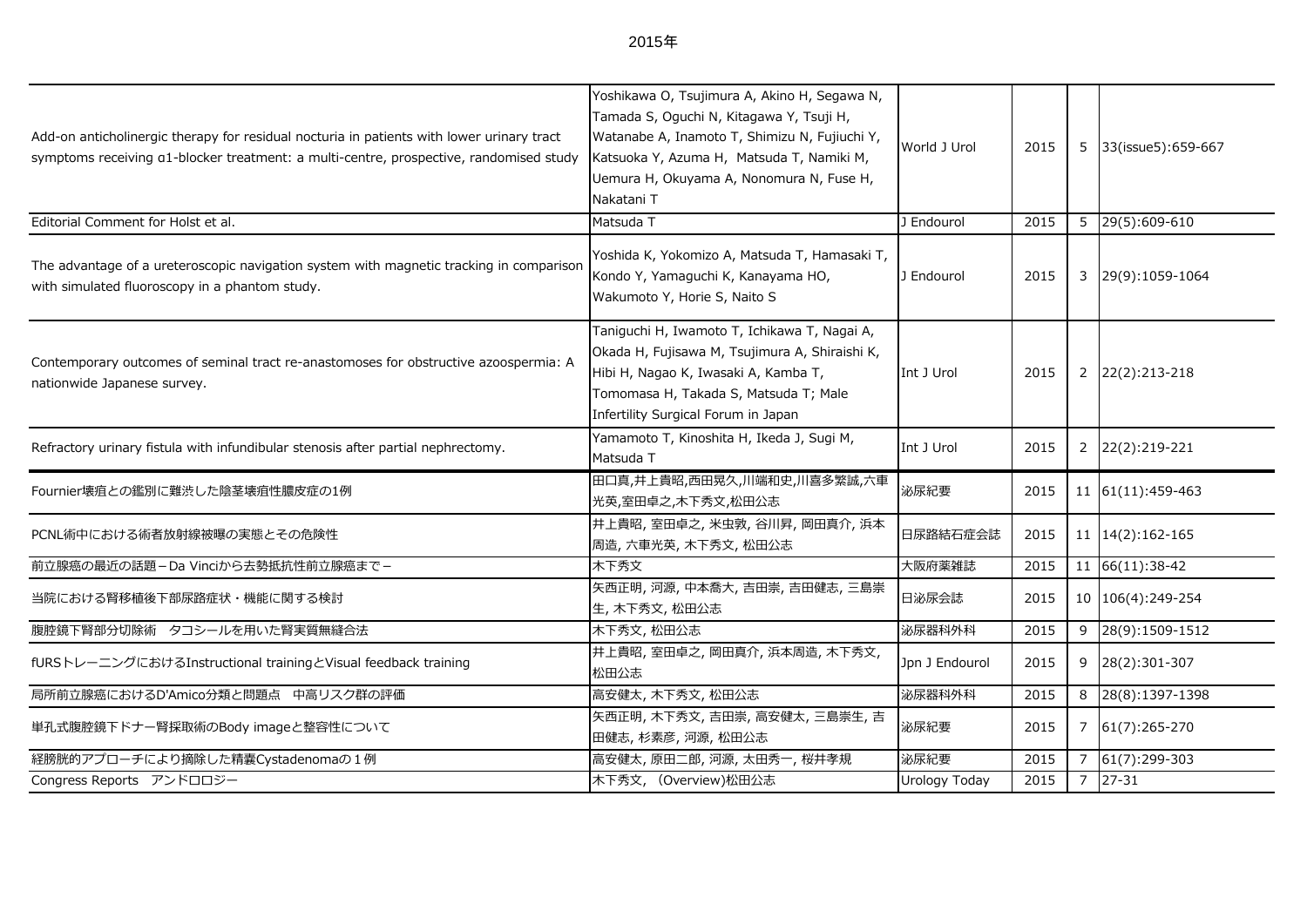2015年

| | | | | | |
|---|---|---|---|---|---|
| Add-on anticholinergic therapy for residual nocturia in patients with lower urinary tract symptoms receiving α1-blocker treatment: a multi-centre, prospective, randomised study | Yoshikawa O, Tsujimura A, Akino H, Segawa N, Tamada S, Oguchi N, Kitagawa Y, Tsuji H, Watanabe A, Inamoto T, Shimizu N, Fujiuchi Y, Katsuoka Y, Azuma H, Matsuda T, Namiki M, Uemura H, Okuyama A, Nonomura N, Fuse H, Nakatani T | World J Urol | 2015 | 5 | 33(issue5):659-667 |
| Editorial Comment for Holst et al. | Matsuda T | J Endourol | 2015 | 5 | 29(5):609-610 |
| The advantage of a ureteroscopic navigation system with magnetic tracking in comparison with simulated fluoroscopy in a phantom study. | Yoshida K, Yokomizo A, Matsuda T, Hamasaki T, Kondo Y, Yamaguchi K, Kanayama HO, Wakumoto Y, Horie S, Naito S | J Endourol | 2015 | 3 | 29(9):1059-1064 |
| Contemporary outcomes of seminal tract re-anastomoses for obstructive azoospermia: A nationwide Japanese survey. | Taniguchi H, Iwamoto T, Ichikawa T, Nagai A, Okada H, Fujisawa M, Tsujimura A, Shiraishi K, Hibi H, Nagao K, Iwasaki A, Kamba T, Tomomasa H, Takada S, Matsuda T; Male Infertility Surgical Forum in Japan | Int J Urol | 2015 | 2 | 22(2):213-218 |
| Refractory urinary fistula with infundibular stenosis after partial nephrectomy. | Yamamoto T, Kinoshita H, Ikeda J, Sugi M, Matsuda T | Int J Urol | 2015 | 2 | 22(2):219-221 |
| Fournier壊疽との鑑別に難渋した陰茎壊疽性膿皮症の1例 | 田口真,井上貴昭,西田晃久,川端和史,川喜多繁誠,六車光英,室田卓之,木下秀文,松田公志 | 泌尿紀要 | 2015 | 11 | 61(11):459-463 |
| PCNL術中における術者放射線被曝の実態とその危険性 | 井上貴昭, 室田卓之, 米虫敦, 谷川昇, 岡田真介, 浜本周造, 六車光英, 木下秀文, 松田公志 | 日尿路結石症会誌 | 2015 | 11 | 14(2):162-165 |
| 前立腺癌の最近の話題－Da Vinciから去勢抵抗性前立腺癌まで－ | 木下秀文 | 大阪府薬雑誌 | 2015 | 11 | 66(11):38-42 |
| 当院における腎移植後下部尿路症状・機能に関する検討 | 矢西正明, 河源, 中本喬大, 吉田崇, 吉田健志, 三島崇生, 木下秀文, 松田公志 | 日泌尿会誌 | 2015 | 10 | 106(4):249-254 |
| 腹腔鏡下腎部分切除術　タコシールを用いた腎実質無縫合法 | 木下秀文, 松田公志 | 泌尿器科外科 | 2015 | 9 | 28(9):1509-1512 |
| fURSトレーニングにおけるInstructional trainingとVisual feedback training | 井上貴昭, 室田卓之, 岡田真介, 浜本周造, 木下秀文, 松田公志 | Jpn J Endourol | 2015 | 9 | 28(2):301-307 |
| 局所前立腺癌におけるD'Amico分類と問題点　中高リスク群の評価 | 高安健太, 木下秀文, 松田公志 | 泌尿器科外科 | 2015 | 8 | 28(8):1397-1398 |
| 単孔式腹腔鏡下ドナー腎採取術のBody imageと整容性について | 矢西正明, 木下秀文, 吉田崇, 高安健太, 三島崇生, 吉田健志, 杉素彦, 河源, 松田公志 | 泌尿紀要 | 2015 | 7 | 61(7):265-270 |
| 経膀胱的アプローチにより摘除した精嚢Cystadenomaの１例 | 高安健太, 原田二郎, 河源, 太田秀一, 桜井孝規 | 泌尿紀要 | 2015 | 7 | 61(7):299-303 |
| Congress Reports　アンドロロジー | 木下秀文, (Overview)松田公志 | Urology Today | 2015 | 7 | 27-31 |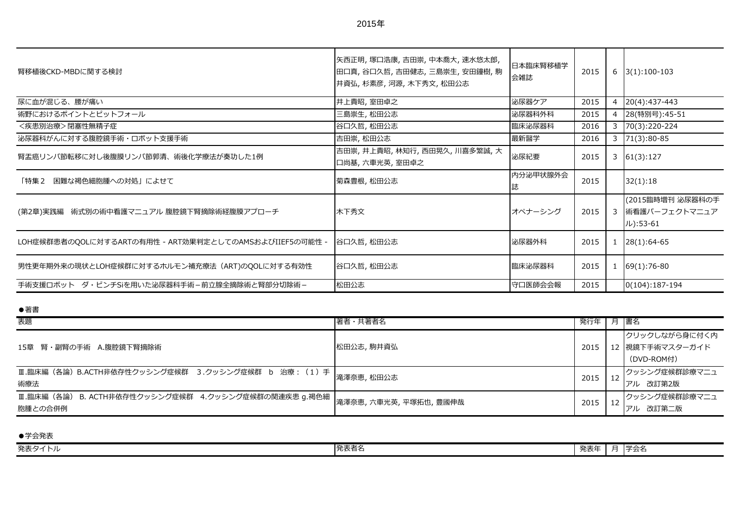2015年

| | | | | | |
|---|---|---|---|---|---|
| 腎移植後CKD-MBDに関する検討 | 矢西正明, 塚口浩康, 吉田崇, 中本喬大, 速水悠太郎, 田口真, 谷口久哲, 吉田健志, 三島崇生, 安田鐘樹, 駒井資弘, 杉素彦, 河源, 木下秀文, 松田公志 | 日本臨床腎移植学会雑誌 | 2015 | 6 | 3(1):100-103 |
| 尿に血が混じる、腰が痛い | 井上貴昭, 室田卓之 | 泌尿器ケア | 2015 | 4 | 20(4):437-443 |
| 術野におけるポイントとピットフォール | 三島崇生, 松田公志 | 泌尿器科外科 | 2015 | 4 | 28(特別号):45-51 |
| <疾患別治療>閉塞性無精子症 | 谷口久哲, 松田公志 | 臨床泌尿器科 | 2016 | 3 | 70(3):220-224 |
| 泌尿器科がんに対する腹腔鏡手術・ロボット支援手術 | 吉田崇, 松田公志 | 最新醫学 | 2016 | 3 | 71(3):80-85 |
| 腎盂癌リンパ節転移に対し後腹膜リンパ節郭清、術後化学療法が奏功した1例 | 吉田崇, 井上貴昭, 林知行, 西田晃久, 川喜多繁誠, 大口尚基, 六車光英, 室田卓之 | 泌尿紀要 | 2015 | 3 | 61(3):127 |
| 「特集２　困難な褐色細胞腫への対処」によせて | 菊森豊根, 松田公志 | 内分泌甲状腺外会誌 | 2015 | | 32(1):18 |
| (第2章)実践編　術式別の術中看護マニュアル 腹腔鏡下腎摘除術経腹膜アプローチ | 木下秀文 | オペナーシング | 2015 | 3 | (2015臨時増刊 泌尿器科の手術看護パーフェクトマニュアル):53-61 |
| LOH症候群患者のQOLに対するARTの有用性 - ART効果判定としてのAMSおよびIIEF5の可能性 - | 谷口久哲, 松田公志 | 泌尿器外科 | 2015 | 1 | 28(1):64-65 |
| 男性更年期外来の現状とLOH症候群に対するホルモン補充療法（ART)のQOLに対する有効性 | 谷口久哲, 松田公志 | 臨床泌尿器科 | 2015 | 1 | 69(1):76-80 |
| 手術支援ロボット　ダ・ビンチSiを用いた泌尿器科手術－前立腺全摘除術と腎部分切除術－ | 松田公志 | 守口医師会会報 | 2015 | | 0(104):187-194 |

●著書

| 表題 | 著者・共著者名 | 発行年 | 月 | 書名 |
|---|---|---|---|---|
| 15章　腎・副腎の手術　A.腹腔鏡下腎摘除術 | 松田公志, 駒井資弘 | 2015 | 12 | クリックしながら身に付く内視鏡下手術マスターガイド（DVD-ROM付） |
| Ⅲ.臨床編（各論）B.ACTH非依存性クッシング症候群　3.クッシング症候群　b　治療：（1）手術療法 | 滝澤奈恵, 松田公志 | 2015 | 12 | クッシング症候群診療マニュアル　改訂第2版 |
| Ⅲ.臨床編（各論） B. ACTH非依存性クッシング症候群　4.クッシング症候群の関連疾患 g.褐色細胞腫との合併例 | 滝澤奈恵, 六車光英, 平塚拓也, 豊國伸哉 | 2015 | 12 | クッシング症候群診療マニュアル　改訂第二版 |

●学会発表

| 発表タイトル | 発表者名 | 発表年 | 月 | 学会名 |
|---|---|---|---|---|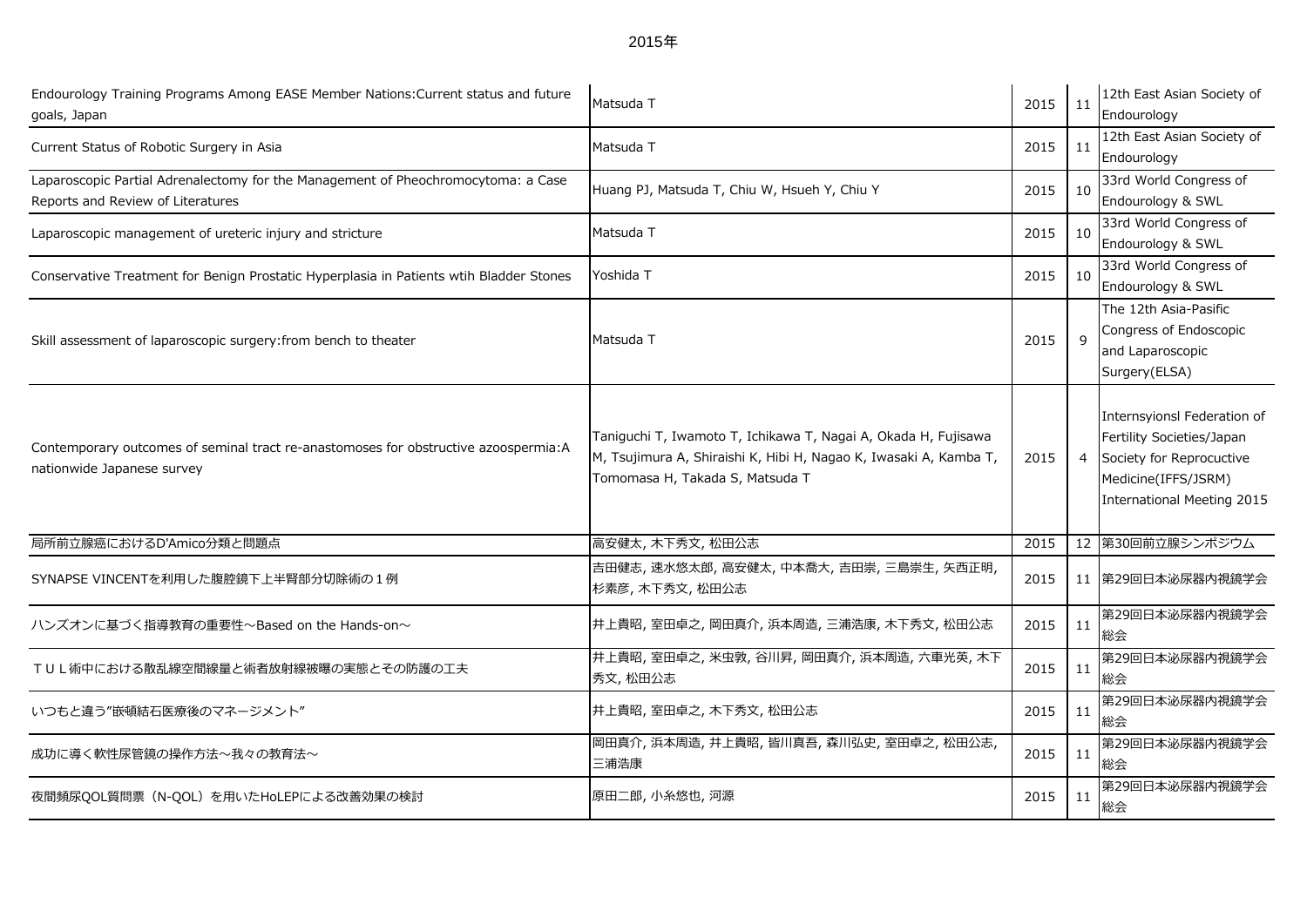2015年

| | | | | |
|---|---|---|---|---|
| Endourology Training Programs Among EASE Member Nations:Current status and future goals, Japan | Matsuda T | 2015 | 11 | 12th East Asian Society of Endourology |
| Current Status of Robotic Surgery in Asia | Matsuda T | 2015 | 11 | 12th East Asian Society of Endourology |
| Laparoscopic Partial Adrenalectomy for the Management of Pheochromocytoma: a Case Reports and Review of Literatures | Huang PJ, Matsuda T, Chiu W, Hsueh Y, Chiu Y | 2015 | 10 | 33rd World Congress of Endourology & SWL |
| Laparoscopic management of ureteric injury and stricture | Matsuda T | 2015 | 10 | 33rd World Congress of Endourology & SWL |
| Conservative Treatment for Benign Prostatic Hyperplasia in Patients wtih Bladder Stones | Yoshida T | 2015 | 10 | 33rd World Congress of Endourology & SWL |
| Skill assessment of laparoscopic surgery:from bench to theater | Matsuda T | 2015 | 9 | The 12th Asia-Pasific Congress of Endoscopic and Laparoscopic Surgery(ELSA) |
| Contemporary outcomes of seminal tract re-anastomoses for obstructive azoospermia:A nationwide Japanese survey | Taniguchi T, Iwamoto T, Ichikawa T, Nagai A, Okada H, Fujisawa M, Tsujimura A, Shiraishi K, Hibi H, Nagao K, Iwasaki A, Kamba T, Tomomasa H, Takada S, Matsuda T | 2015 | 4 | Internsyionsl Federation of Fertility Societies/Japan Society for Reprocuctive Medicine(IFFS/JSRM) International Meeting 2015 |
| 局所前立腺癌におけるD'Amico分類と問題点 | 高安健太, 木下秀文, 松田公志 | 2015 | 12 | 第30回前立腺シンポジウム |
| SYNAPSE VINCENTを利用した腹腔鏡下上半腎部分切除術の１例 | 吉田健志, 速水悠太郎, 高安健太, 中本喬大, 吉田崇, 三島崇生, 矢西正明, 杉素彦, 木下秀文, 松田公志 | 2015 | 11 | 第29回日本泌尿器内視鏡学会 |
| ハンズオンに基づく指導教育の重要性～Based on the Hands-on～ | 井上貴昭, 室田卓之, 岡田真介, 浜本周造, 三浦浩康, 木下秀文, 松田公志 | 2015 | 11 | 第29回日本泌尿器内視鏡学会総会 |
| ＴＵＬ術中における散乱線空間線量と術者放射線被曝の実態とその防護の工夫 | 井上貴昭, 室田卓之, 米虫敦, 谷川昇, 岡田真介, 浜本周造, 六車光英, 木下秀文, 松田公志 | 2015 | 11 | 第29回日本泌尿器内視鏡学会総会 |
| いつもと違う"嵌頓結石医療後のマネージメント" | 井上貴昭, 室田卓之, 木下秀文, 松田公志 | 2015 | 11 | 第29回日本泌尿器内視鏡学会総会 |
| 成功に導く軟性尿管鏡の操作方法～我々の教育法～ | 岡田真介, 浜本周造, 井上貴昭, 皆川真吾, 森川弘史, 室田卓之, 松田公志, 三浦浩康 | 2015 | 11 | 第29回日本泌尿器内視鏡学会総会 |
| 夜間頻尿QOL質問票（N-QOL）を用いたHoLEPによる改善効果の検討 | 原田二郎, 小糸悠也, 河源 | 2015 | 11 | 第29回日本泌尿器内視鏡学会総会 |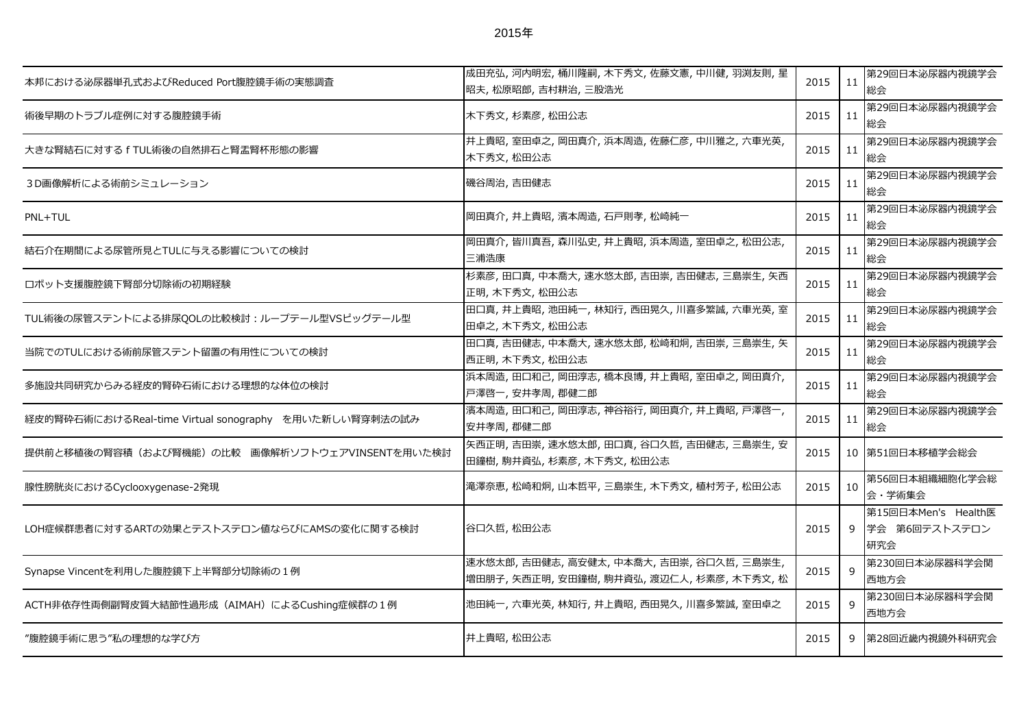2015年

| | | | | |
|---|---|---|---|---|
| 本邦における泌尿器単孔式およびReduced Port腹腔鏡手術の実態調査 | 成田充弘, 河内明宏, 桶川隆嗣, 木下秀文, 佐藤文憲, 中川健, 羽渕友則, 星昭夫, 松原昭郎, 吉村耕治, 三股浩光 | 2015 | 11 | 第29回日本泌尿器内視鏡学会総会 |
| 術後早期のトラブル症例に対する腹腔鏡手術 | 木下秀文, 杉素彦, 松田公志 | 2015 | 11 | 第29回日本泌尿器内視鏡学会総会 |
| 大きな腎結石に対するｆTUL術後の自然排石と腎盂腎杯形態の影響 | 井上貴昭, 室田卓之, 岡田真介, 浜本周造, 佐藤仁彦, 中川雅之, 六車光英, 木下秀文, 松田公志 | 2015 | 11 | 第29回日本泌尿器内視鏡学会総会 |
| ３D画像解析による術前シミュレーション | 磯谷周治, 吉田健志 | 2015 | 11 | 第29回日本泌尿器内視鏡学会総会 |
| PNL+TUL | 岡田真介, 井上貴昭, 濱本周造, 石戸則孝, 松崎純一 | 2015 | 11 | 第29回日本泌尿器内視鏡学会総会 |
| 結石介在期間による尿管所見とTULに与える影響についての検討 | 岡田真介, 皆川真吾, 森川弘史, 井上貴昭, 浜本周造, 室田卓之, 松田公志, 三浦浩康 | 2015 | 11 | 第29回日本泌尿器内視鏡学会総会 |
| ロボット支援腹腔鏡下腎部分切除術の初期経験 | 杉素彦, 田口真, 中本喬大, 速水悠太郎, 吉田崇, 吉田健志, 三島崇生, 矢西正明, 木下秀文, 松田公志 | 2015 | 11 | 第29回日本泌尿器内視鏡学会総会 |
| TUL術後の尿管ステントによる排尿QOLの比較検討：ループテール型VSピッグテール型 | 田口真, 井上貴昭, 池田純一, 林知行, 西田晃久, 川喜多繁誠, 六車光英, 室田卓之, 木下秀文, 松田公志 | 2015 | 11 | 第29回日本泌尿器内視鏡学会総会 |
| 当院でのTULにおける術前尿管ステント留置の有用性についての検討 | 田口真, 吉田健志, 中本喬大, 速水悠太郎, 松崎和炯, 吉田崇, 三島崇生, 矢西正明, 木下秀文, 松田公志 | 2015 | 11 | 第29回日本泌尿器内視鏡学会総会 |
| 多施設共同研究からみる経皮的腎砕石術における理想的な体位の検討 | 浜本周造, 田口和己, 岡田淳志, 橋本良博, 井上貴昭, 室田卓之, 岡田真介, 戸澤啓一, 安井孝周, 郡健二郎 | 2015 | 11 | 第29回日本泌尿器内視鏡学会総会 |
| 経皮的腎砕石術におけるReal-time Virtual sonography　を用いた新しい腎穿刺法の試み | 濱本周造, 田口和己, 岡田淳志, 神谷裕行, 岡田真介, 井上貴昭, 戸澤啓一, 安井孝周, 郡健二郎 | 2015 | 11 | 第29回日本泌尿器内視鏡学会総会 |
| 提供前と移植後の腎容積（および腎機能）の比較　画像解析ソフトウェアVINSENTを用いた検討 | 矢西正明, 吉田崇, 速水悠太郎, 田口真, 谷口久哲, 吉田健志, 三島崇生, 安田鐘樹, 駒井資弘, 杉素彦, 木下秀文, 松田公志 | 2015 | 10 | 第51回日本移植学会総会 |
| 腺性膀胱炎におけるCyclooxygenase-2発現 | 滝澤奈恵, 松崎和炯, 山本哲平, 三島崇生, 木下秀文, 植村芳子, 松田公志 | 2015 | 10 | 第56回日本組織細胞化学会総会・学術集会 |
| LOH症候群患者に対するARTの効果とテストステロン値ならびにAMSの変化に関する検討 | 谷口久哲, 松田公志 | 2015 | 9 | 第15回日本Men's　Health医学会　第6回テストステロン研究会 |
| Synapse Vincentを利用した腹腔鏡下上半腎部分切除術の１例 | 速水悠太郎, 吉田健志, 高安健太, 中本喬大, 吉田崇, 谷口久哲, 三島崇生, 増田朋子, 矢西正明, 安田鐘樹, 駒井資弘, 渡辺仁人, 杉素彦, 木下秀文, 松 | 2015 | 9 | 第230回日本泌尿器科学会関西地方会 |
| ACTH非依存性両側副腎皮質大結節性過形成（AIMAH）によるCushing症候群の１例 | 池田純一, 六車光英, 林知行, 井上貴昭, 西田晃久, 川喜多繁誠, 室田卓之 | 2015 | 9 | 第230回日本泌尿器科学会関西地方会 |
| "腹腔鏡手術に思う"私の理想的な学び方 | 井上貴昭, 松田公志 | 2015 | 9 | 第28回近畿内視鏡外科研究会 |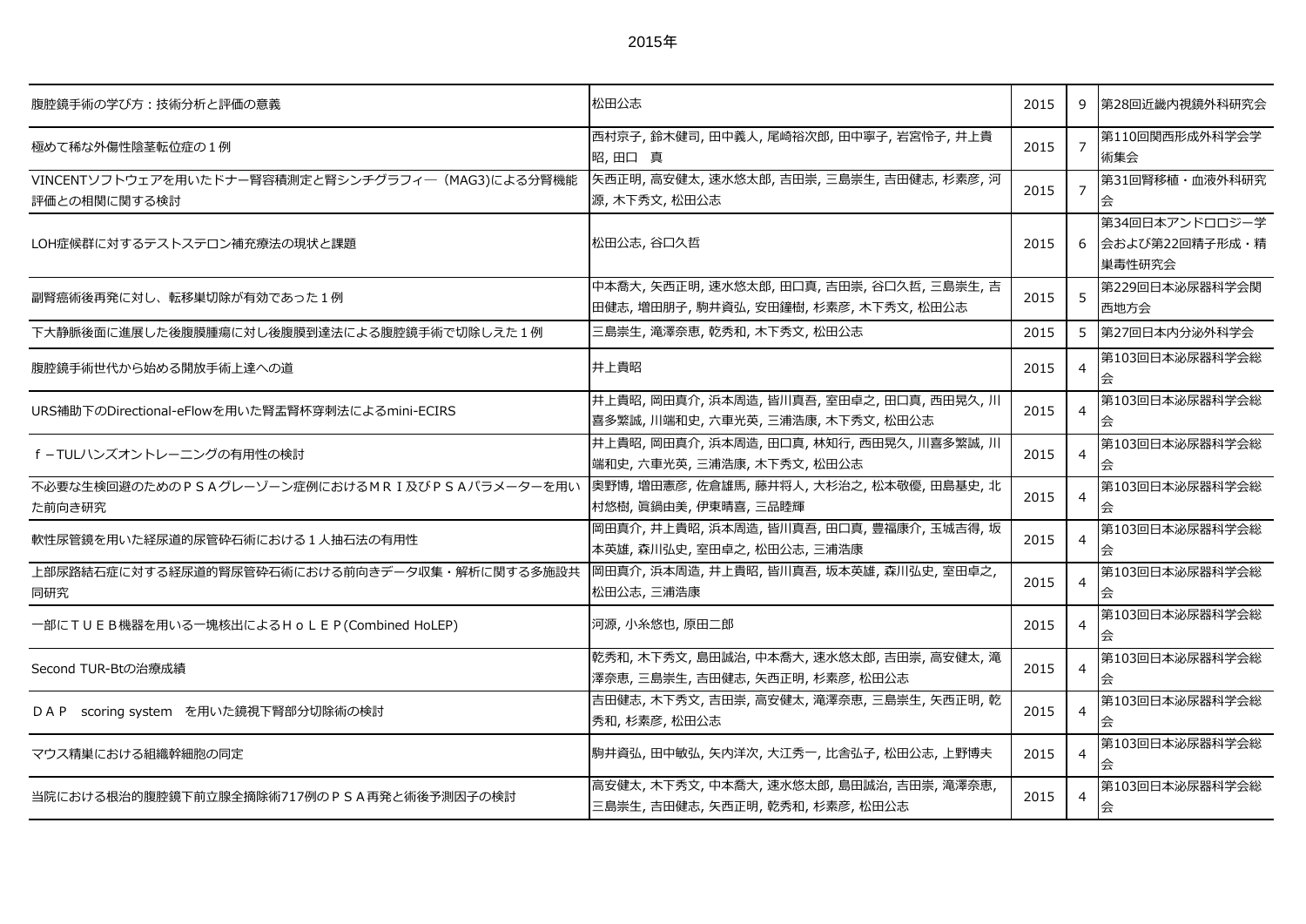2015年

| | | | | |
|---|---|---|---|---|
| 腹腔鏡手術の学び方：技術分析と評価の意義 | 松田公志 | 2015 | 9 | 第28回近畿内視鏡外科研究会 |
| 極めて稀な外傷性陰茎転位症の１例 | 西村京子, 鈴木健司, 田中義人, 尾崎裕次郎, 田中寧子, 岩宮怜子, 井上貴昭, 田口　真 | 2015 | 7 | 第110回関西形成外科学会学術集会 |
| VINCENTソフトウェアを用いたドナー腎容積測定と腎シンチグラフィ―（MAG3)による分腎機能評価との相関に関する検討 | 矢西正明, 高安健太, 速水悠太郎, 吉田崇, 三島崇生, 吉田健志, 杉素彦, 河源, 木下秀文, 松田公志 | 2015 | 7 | 第31回腎移植・血液外科研究会 |
| LOH症候群に対するテストステロン補充療法の現状と課題 | 松田公志, 谷口久哲 | 2015 | 6 | 第34回日本アンドロロジー学会および第22回精子形成・精巣毒性研究会 |
| 副腎癌術後再発に対し、転移巣切除が有効であった１例 | 中本喬大, 矢西正明, 速水悠太郎, 田口真, 吉田崇, 谷口久哲, 三島崇生, 吉田健志, 増田朋子, 駒井資弘, 安田鐘樹, 杉素彦, 木下秀文, 松田公志 | 2015 | 5 | 第229回日本泌尿器科学会関西地方会 |
| 下大静脈後面に進展した後腹膜腫瘍に対し後腹膜到達法による腹腔鏡手術で切除しえた１例 | 三島崇生, 滝澤奈恵, 乾秀和, 木下秀文, 松田公志 | 2015 | 5 | 第27回日本内分泌外科学会 |
| 腹腔鏡手術世代から始める開放手術上達への道 | 井上貴昭 | 2015 | 4 | 第103回日本泌尿器科学会総会 |
| URS補助下のDirectional-eFlowを用いた腎盂腎杯穿刺法によるmini-ECIRS | 井上貴昭, 岡田真介, 浜本周造, 皆川真吾, 室田卓之, 田口真, 西田晃久, 川喜多繁誠, 川端和史, 六車光英, 三浦浩康, 木下秀文, 松田公志 | 2015 | 4 | 第103回日本泌尿器科学会総会 |
| ｆ－TULハンズオントレーニングの有用性の検討 | 井上貴昭, 岡田真介, 浜本周造, 田口真, 林知行, 西田晃久, 川喜多繁誠, 川端和史, 六車光英, 三浦浩康, 木下秀文, 松田公志 | 2015 | 4 | 第103回日本泌尿器科学会総会 |
| 不必要な生検回避のためのＰＳＡグレーゾーン症例におけるＭＲＩ及びＰＳＡパラメーターを用いた前向き研究 | 奥野博, 増田憲彦, 佐倉雄馬, 藤井将人, 大杉治之, 松本敬優, 田島基史, 北村悠樹, 眞鍋由美, 伊東晴喜, 三品睦輝 | 2015 | 4 | 第103回日本泌尿器科学会総会 |
| 軟性尿管鏡を用いた経尿道的尿管砕石術における１人抽石法の有用性 | 岡田真介, 井上貴昭, 浜本周造, 皆川真吾, 田口真, 豊福康介, 玉城吉得, 坂本英雄, 森川弘史, 室田卓之, 松田公志, 三浦浩康 | 2015 | 4 | 第103回日本泌尿器科学会総会 |
| 上部尿路結石症に対する経尿道的腎尿管砕石術における前向きデータ収集・解析に関する多施設共同研究 | 岡田真介, 浜本周造, 井上貴昭, 皆川真吾, 坂本英雄, 森川弘史, 室田卓之, 松田公志, 三浦浩康 | 2015 | 4 | 第103回日本泌尿器科学会総会 |
| 一部にＴＵＥＢ機器を用いる一塊核出によるＨｏＬＥＰ(Combined HoLEP) | 河源, 小糸悠也, 原田二郎 | 2015 | 4 | 第103回日本泌尿器科学会総会 |
| Second TUR-Btの治療成績 | 乾秀和, 木下秀文, 島田誠治, 中本喬大, 速水悠太郎, 吉田崇, 高安健太, 滝澤奈恵, 三島崇生, 吉田健志, 矢西正明, 杉素彦, 松田公志 | 2015 | 4 | 第103回日本泌尿器科学会総会 |
| ＤＡＰ　scoring system　を用いた鏡視下腎部分切除術の検討 | 吉田健志, 木下秀文, 吉田崇, 高安健太, 滝澤奈恵, 三島崇生, 矢西正明, 乾秀和, 杉素彦, 松田公志 | 2015 | 4 | 第103回日本泌尿器科学会総会 |
| マウス精巣における組織幹細胞の同定 | 駒井資弘, 田中敏弘, 矢内洋次, 大江秀一, 比舎弘子, 松田公志, 上野博夫 | 2015 | 4 | 第103回日本泌尿器科学会総会 |
| 当院における根治的腹腔鏡下前立腺全摘除術717例のＰＳＡ再発と術後予測因子の検討 | 高安健太, 木下秀文, 中本喬大, 速水悠太郎, 島田誠治, 吉田崇, 滝澤奈恵, 三島崇生, 吉田健志, 矢西正明, 乾秀和, 杉素彦, 松田公志 | 2015 | 4 | 第103回日本泌尿器科学会総会 |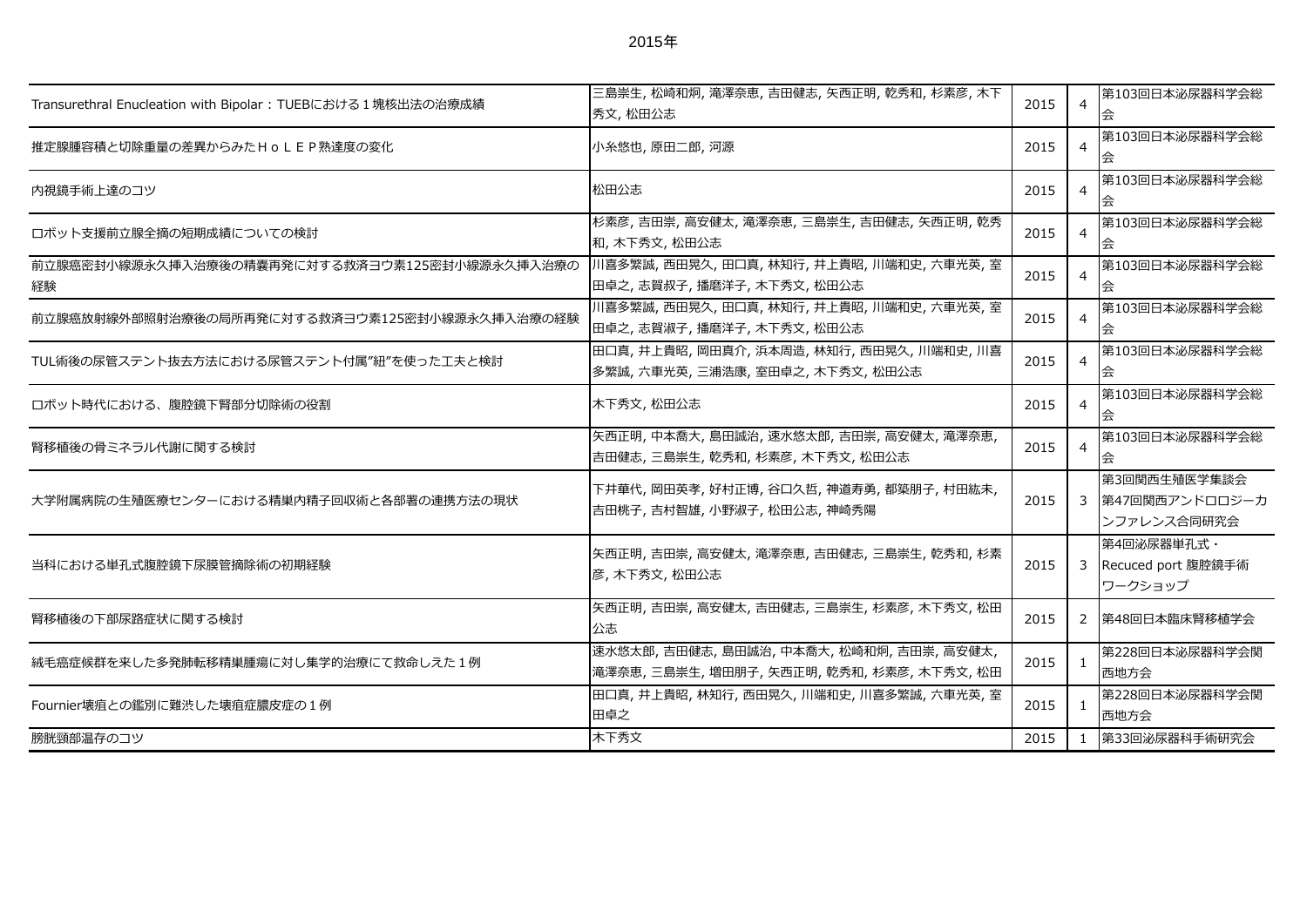2015年

| | | | | |
|---|---|---|---|---|
| Transurethral Enucleation with Bipolar：TUEBにおける１塊核出法の治療成績 | 三島崇生, 松崎和炯, 滝澤奈恵, 吉田健志, 矢西正明, 乾秀和, 杉素彦, 木下秀文, 松田公志 | 2015 | 4 | 第103回日本泌尿器科学会総会 |
| 推定腺腫容積と切除重量の差異からみたＨｏＬＥＰ熟達度の変化 | 小糸悠也, 原田二郎, 河源 | 2015 | 4 | 第103回日本泌尿器科学会総会 |
| 内視鏡手術上達のコツ | 松田公志 | 2015 | 4 | 第103回日本泌尿器科学会総会 |
| ロボット支援前立腺全摘の短期成績についての検討 | 杉素彦, 吉田崇, 高安健太, 滝澤奈恵, 三島崇生, 吉田健志, 矢西正明, 乾秀和, 木下秀文, 松田公志 | 2015 | 4 | 第103回日本泌尿器科学会総会 |
| 前立腺癌密封小線源永久挿入治療後の精嚢再発に対する救済ヨウ素125密封小線源永久挿入治療の経験 | 川喜多繁誠, 西田晃久, 田口真, 林知行, 井上貴昭, 川端和史, 六車光英, 室田卓之, 志賀淑子, 播磨洋子, 木下秀文, 松田公志 | 2015 | 4 | 第103回日本泌尿器科学会総会 |
| 前立腺癌放射線外部照射治療後の局所再発に対する救済ヨウ素125密封小線源永久挿入治療の経験 | 川喜多繁誠, 西田晃久, 田口真, 林知行, 井上貴昭, 川端和史, 六車光英, 室田卓之, 志賀淑子, 播磨洋子, 木下秀文, 松田公志 | 2015 | 4 | 第103回日本泌尿器科学会総会 |
| TUL術後の尿管ステント抜去方法における尿管ステント付属"紐"を使った工夫と検討 | 田口真, 井上貴昭, 岡田真介, 浜本周造, 林知行, 西田晃久, 川端和史, 川喜多繁誠, 六車光英, 三浦浩康, 室田卓之, 木下秀文, 松田公志 | 2015 | 4 | 第103回日本泌尿器科学会総会 |
| ロボット時代における、腹腔鏡下腎部分切除術の役割 | 木下秀文, 松田公志 | 2015 | 4 | 第103回日本泌尿器科学会総会 |
| 腎移植後の骨ミネラル代謝に関する検討 | 矢西正明, 中本喬大, 島田誠治, 速水悠太郎, 吉田崇, 高安健太, 滝澤奈恵, 吉田健志, 三島崇生, 乾秀和, 杉素彦, 木下秀文, 松田公志 | 2015 | 4 | 第103回日本泌尿器科学会総会 |
| 大学附属病院の生殖医療センターにおける精巣内精子回収術と各部署の連携方法の現状 | 下井華代, 岡田英孝, 好村正博, 谷口久哲, 神道寿勇, 都築朋子, 村田紘未, 吉田桃子, 吉村智雄, 小野淑子, 松田公志, 神崎秀陽 | 2015 | 3 | 第3回関西生殖医学集談会 第47回関西アンドロロジーカンファレンス合同研究会 |
| 当科における単孔式腹腔鏡下尿膜管摘除術の初期経験 | 矢西正明, 吉田崇, 高安健太, 滝澤奈恵, 吉田健志, 三島崇生, 乾秀和, 杉素彦, 木下秀文, 松田公志 | 2015 | 3 | 第4回泌尿器単孔式・Recuced port 腹腔鏡手術ワークショップ |
| 腎移植後の下部尿路症状に関する検討 | 矢西正明, 吉田崇, 高安健太, 吉田健志, 三島崇生, 杉素彦, 木下秀文, 松田公志 | 2015 | 2 | 第48回日本臨床腎移植学会 |
| 絨毛癌症候群を来した多発肺転移精巣腫瘍に対し集学的治療にて救命しえた１例 | 速水悠太郎, 吉田健志, 島田誠治, 中本喬大, 松崎和炯, 吉田崇, 高安健太, 滝澤奈恵, 三島崇生, 増田朋子, 矢西正明, 乾秀和, 杉素彦, 木下秀文, 松田 | 2015 | 1 | 第228回日本泌尿器科学会関西地方会 |
| Fournier壊疽との鑑別に難渋した壊疽症膿皮症の１例 | 田口真, 井上貴昭, 林知行, 西田晃久, 川端和史, 川喜多繁誠, 六車光英, 室田卓之 | 2015 | 1 | 第228回日本泌尿器科学会関西地方会 |
| 膀胱頸部温存のコツ | 木下秀文 | 2015 | 1 | 第33回泌尿器科手術研究会 |